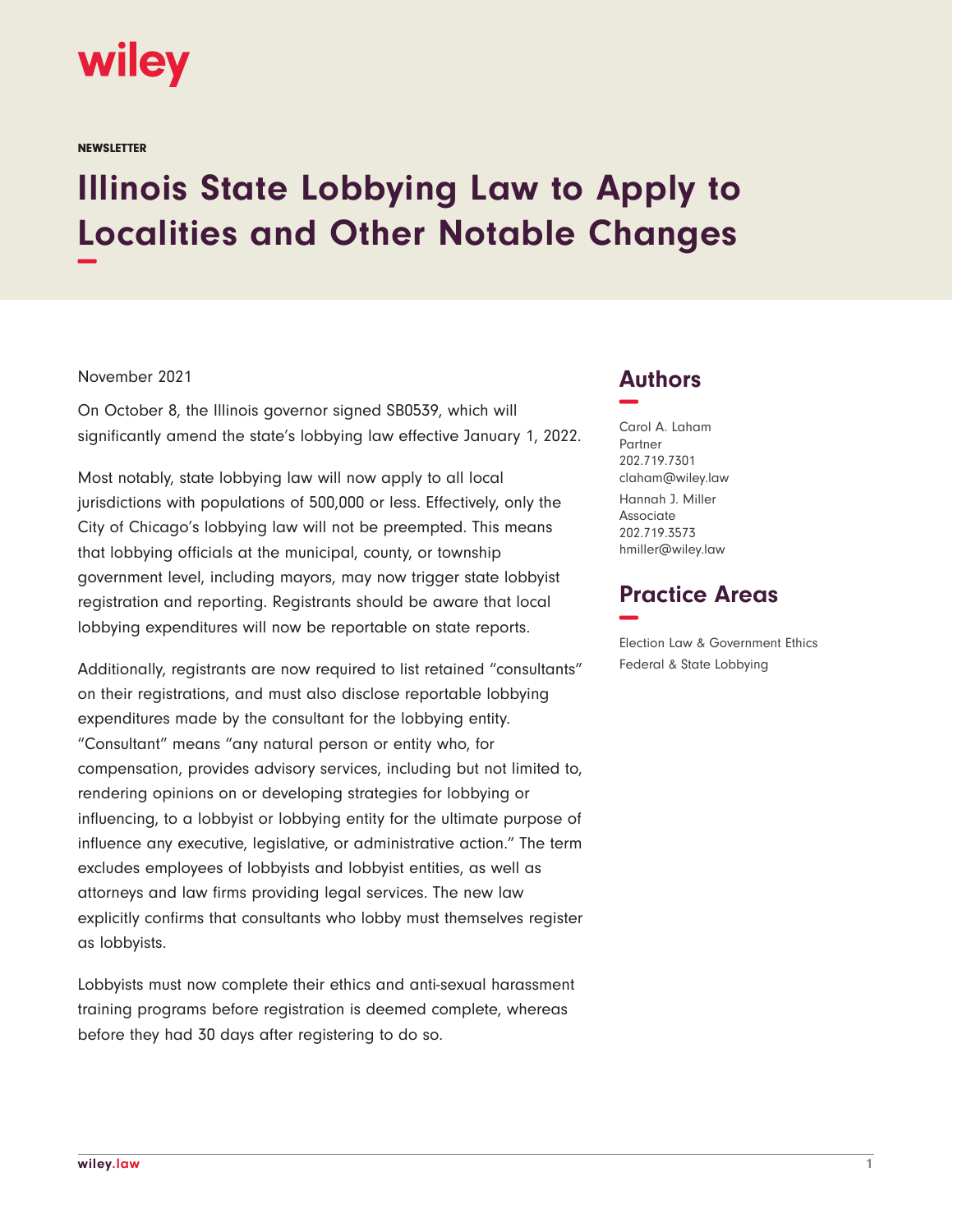NEWSLETTER

# Illinois State Lobbying Law to Apply to Localities and Other Notable Changes

November 2021

On October 8, the Illinois governor signed SB0539, which will significantly amend the state's lobbying law effective January 1, 2022.

Most notably, state lobbying law will now apply to all local jurisdictions with populations of 500,000 or less. Effectively, only the City of Chicago's lobbying law will not be preempted. This means that lobbying officials at the municipal, county, or township government level, including mayors, may now trigger state lobbyist registration and reporting. Registrants should be aware that local lobbying expenditures will now be reportable on state reports.

Additionally, registrants are now required to list retained "consultants" on their registrations, and must also disclose reportable lobbying expenditures made by the consultant for the lobbying entity. "Consultant" means "any natural person or entity who, for compensation, provides advisory services, including but not limited to, rendering opinions on or developing strategies for lobbying or influencing, to a lobbyist or lobbying entity for the ultimate purpose of influence any executive, legislative, or administrative action." The term excludes employees of lobbyists and lobbyist entities, as well as attorneys and law firms providing legal services. The new law explicitly confirms that consultants who lobby must themselves register as lobbyists.

Lobbyists must now complete their ethics and anti-sexual harassment training programs before registration is deemed complete, whereas before they had 30 days after registering to do so.

## Authors

Carol A. Laham
Partner
202.719.7301
claham@wiley.law

Hannah J. Miller
Associate
202.719.3573
hmiller@wiley.law

## Practice Areas

Election Law & Government Ethics
Federal & State Lobbying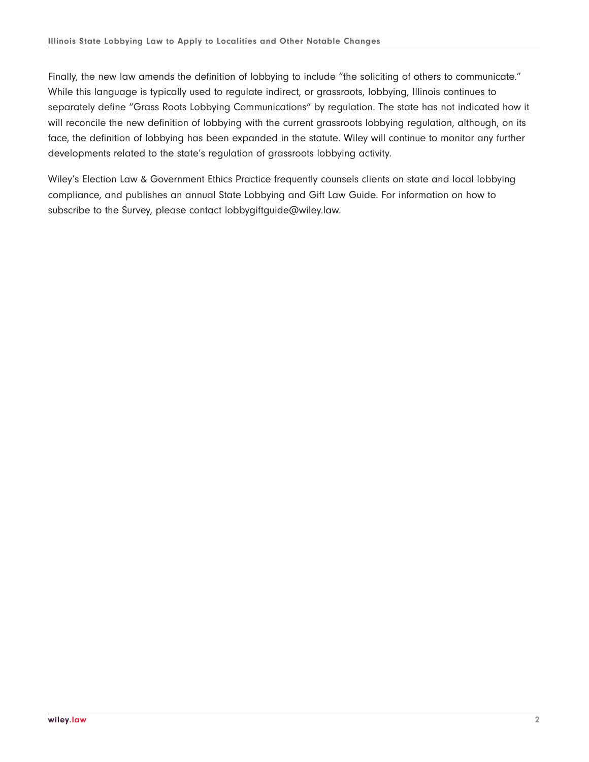Finally, the new law amends the definition of lobbying to include "the soliciting of others to communicate." While this language is typically used to regulate indirect, or grassroots, lobbying, Illinois continues to separately define "Grass Roots Lobbying Communications" by regulation. The state has not indicated how it will reconcile the new definition of lobbying with the current grassroots lobbying regulation, although, on its face, the definition of lobbying has been expanded in the statute. Wiley will continue to monitor any further developments related to the state's regulation of grassroots lobbying activity.

Wiley's Election Law & Government Ethics Practice frequently counsels clients on state and local lobbying compliance, and publishes an annual State Lobbying and Gift Law Guide. For information on how to subscribe to the Survey, please contact lobbygiftguide@wiley.law.